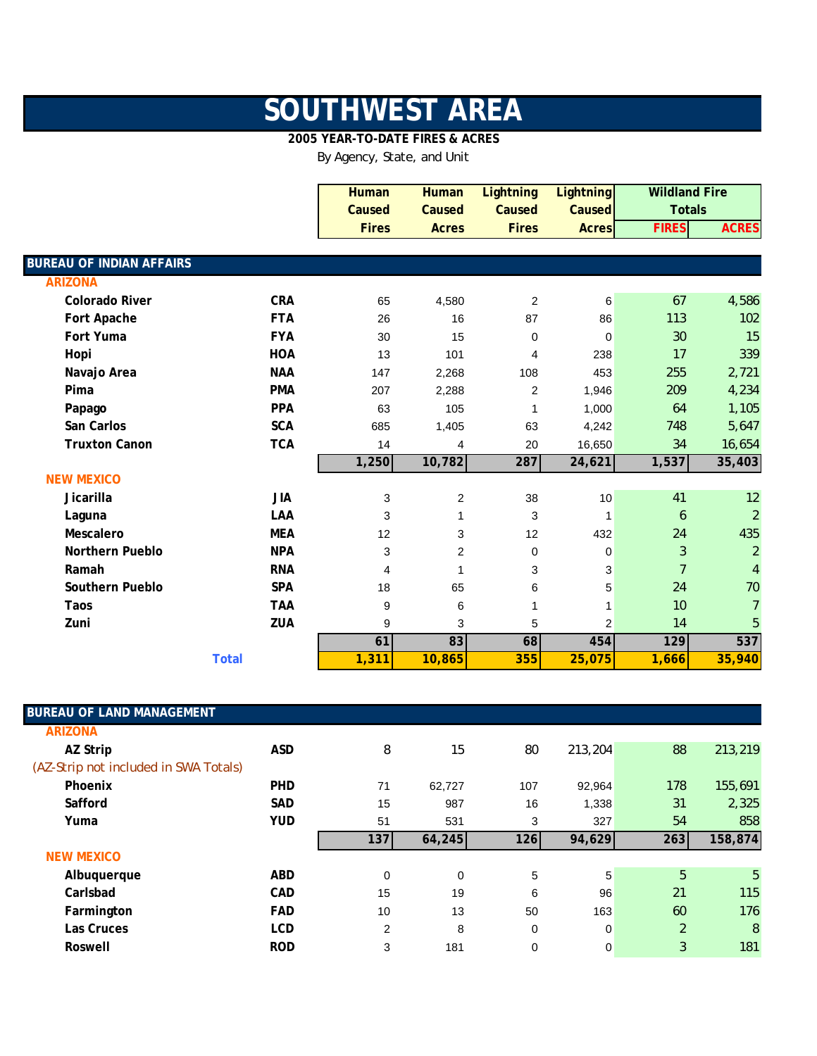# SOUTHWEST AREA

**2005 YEAR-TO-DATE FIRES & ACRES**

By Agency, State, and Unit

| | | Human Caused Fires | Human Caused Acres | Lightning Caused Fires | Lightning Caused Acres | Wildland Fire Totals FIRES | Wildland Fire Totals ACRES |
|---|---|---|---|---|---|---|---|
| **BUREAU OF INDIAN AFFAIRS** | | | | | | | |
| **ARIZONA** | | | | | | | |
| Colorado River | CRA | 65 | 4,580 | 2 | 6 | 67 | 4,586 |
| Fort Apache | FTA | 26 | 16 | 87 | 86 | 113 | 102 |
| Fort Yuma | FYA | 30 | 15 | 0 | 0 | 30 | 15 |
| Hopi | HOA | 13 | 101 | 4 | 238 | 17 | 339 |
| Navajo Area | NAA | 147 | 2,268 | 108 | 453 | 255 | 2,721 |
| Pima | PMA | 207 | 2,288 | 2 | 1,946 | 209 | 4,234 |
| Papago | PPA | 63 | 105 | 1 | 1,000 | 64 | 1,105 |
| San Carlos | SCA | 685 | 1,405 | 63 | 4,242 | 748 | 5,647 |
| Truxton Canon | TCA | 14 | 4 | 20 | 16,650 | 34 | 16,654 |
| | | **1,250** | **10,782** | **287** | **24,621** | **1,537** | **35,403** |
| **NEW MEXICO** | | | | | | | |
| Jicarilla | JIA | 3 | 2 | 38 | 10 | 41 | 12 |
| Laguna | LAA | 3 | 1 | 3 | 1 | 6 | 2 |
| Mescalero | MEA | 12 | 3 | 12 | 432 | 24 | 435 |
| Northern Pueblo | NPA | 3 | 2 | 0 | 0 | 3 | 2 |
| Ramah | RNA | 4 | 1 | 3 | 3 | 7 | 4 |
| Southern Pueblo | SPA | 18 | 65 | 6 | 5 | 24 | 70 |
| Taos | TAA | 9 | 6 | 1 | 1 | 10 | 7 |
| Zuni | ZUA | 9 | 3 | 5 | 2 | 14 | 5 |
| | | **61** | **83** | **68** | **454** | **129** | **537** |
| **Total** | | **1,311** | **10,865** | **355** | **25,075** | **1,666** | **35,940** |
| **BUREAU OF LAND MANAGEMENT** | | | | | | | |
| **ARIZONA** | | | | | | | |
| AZ Strip | ASD | 8 | 15 | 80 | 213,204 | 88 | 213,219 |
| (AZ-Strip not included in SWA Totals) | | | | | | | |
| Phoenix | PHD | 71 | 62,727 | 107 | 92,964 | 178 | 155,691 |
| Safford | SAD | 15 | 987 | 16 | 1,338 | 31 | 2,325 |
| Yuma | YUD | 51 | 531 | 3 | 327 | 54 | 858 |
| | | **137** | **64,245** | **126** | **94,629** | **263** | **158,874** |
| **NEW MEXICO** | | | | | | | |
| Albuquerque | ABD | 0 | 0 | 5 | 5 | 5 | 5 |
| Carlsbad | CAD | 15 | 19 | 6 | 96 | 21 | 115 |
| Farmington | FAD | 10 | 13 | 50 | 163 | 60 | 176 |
| Las Cruces | LCD | 2 | 8 | 0 | 0 | 2 | 8 |
| Roswell | ROD | 3 | 181 | 0 | 0 | 3 | 181 |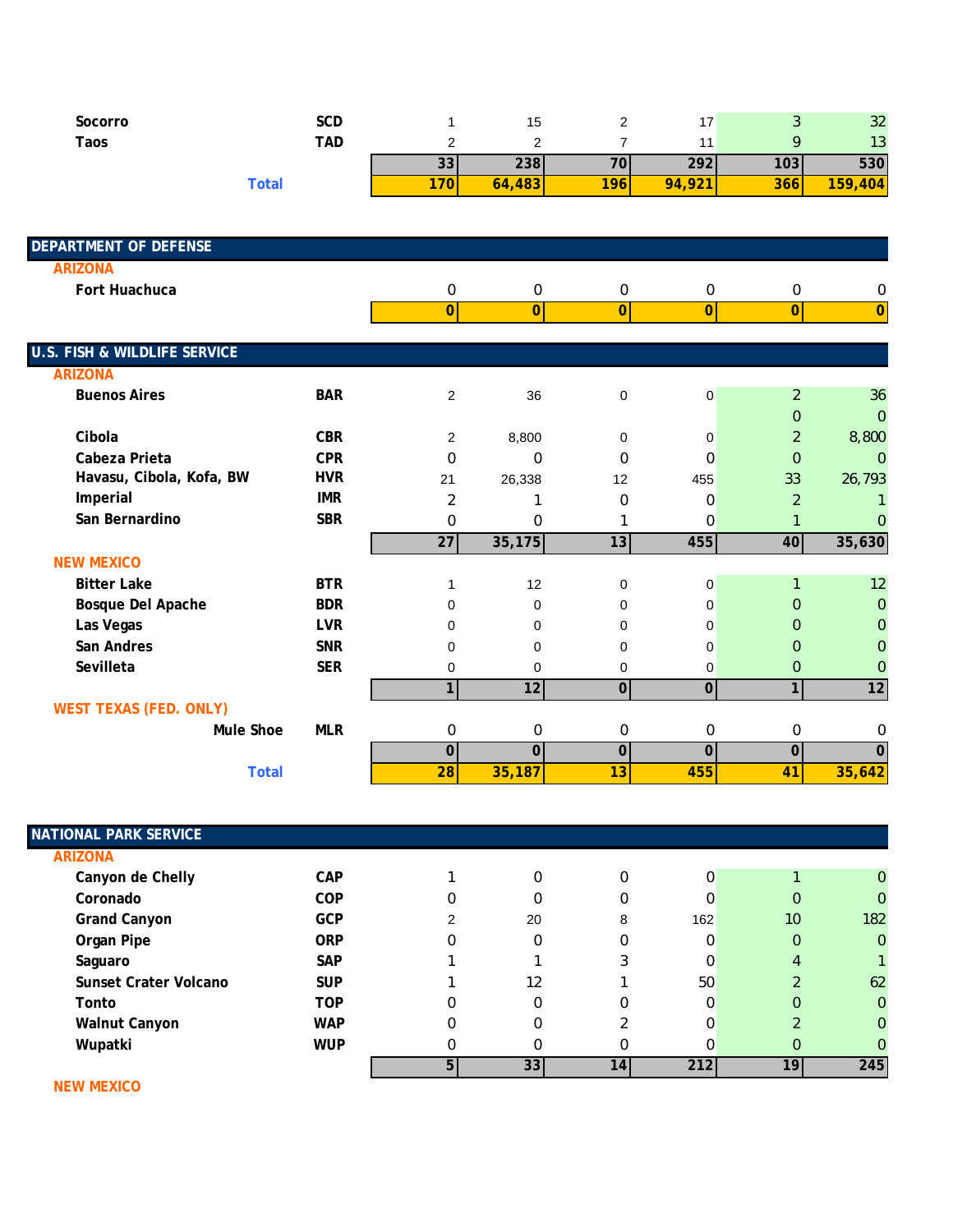| | | | | | | | |
|---|---|---|---|---|---|---|---|
| **Socorro** | **SCD** | 1 | 15 | 2 | 17 | 3 | 32 |
| **Taos** | **TAD** | 2 | 2 | 7 | 11 | 9 | 13 |
| | | **33** | **238** | **70** | **292** | **103** | **530** |
| **Total** | | **170** | **64,483** | **196** | **94,921** | **366** | **159,404** |

## DEPARTMENT OF DEFENSE

| | | | | | | | |
|---|---|---|---|---|---|---|---|
| **ARIZONA** | | | | | | | |
| **Fort Huachuca** | | 0 | 0 | 0 | 0 | 0 | 0 |
| | | **0** | **0** | **0** | **0** | **0** | **0** |

## U.S. FISH & WILDLIFE SERVICE

| | | | | | | | |
|---|---|---|---|---|---|---|---|
| **ARIZONA** | | | | | | | |
| **Buenos Aires** | **BAR** | 2 | 36 | 0 | 0 | 2 | 36 |
| | | | | | | 0 | 0 |
| **Cibola** | **CBR** | 2 | 8,800 | 0 | 0 | 2 | 8,800 |
| **Cabeza Prieta** | **CPR** | 0 | 0 | 0 | 0 | 0 | 0 |
| **Havasu, Cibola, Kofa, BW** | **HVR** | 21 | 26,338 | 12 | 455 | 33 | 26,793 |
| **Imperial** | **IMR** | 2 | 1 | 0 | 0 | 2 | 1 |
| **San Bernardino** | **SBR** | 0 | 0 | 1 | 0 | 1 | 0 |
| | | **27** | **35,175** | **13** | **455** | **40** | **35,630** |
| **NEW MEXICO** | | | | | | | |
| **Bitter Lake** | **BTR** | 1 | 12 | 0 | 0 | 1 | 12 |
| **Bosque Del Apache** | **BDR** | 0 | 0 | 0 | 0 | 0 | 0 |
| **Las Vegas** | **LVR** | 0 | 0 | 0 | 0 | 0 | 0 |
| **San Andres** | **SNR** | 0 | 0 | 0 | 0 | 0 | 0 |
| **Sevilleta** | **SER** | 0 | 0 | 0 | 0 | 0 | 0 |
| | | **1** | **12** | **0** | **0** | **1** | **12** |
| **WEST TEXAS (FED. ONLY)** | | | | | | | |
| **Mule Shoe** | **MLR** | 0 | 0 | 0 | 0 | 0 | 0 |
| | | **0** | **0** | **0** | **0** | **0** | **0** |
| **Total** | | **28** | **35,187** | **13** | **455** | **41** | **35,642** |

## NATIONAL PARK SERVICE

| | | | | | | | |
|---|---|---|---|---|---|---|---|
| **ARIZONA** | | | | | | | |
| **Canyon de Chelly** | **CAP** | 1 | 0 | 0 | 0 | 1 | 0 |
| **Coronado** | **COP** | 0 | 0 | 0 | 0 | 0 | 0 |
| **Grand Canyon** | **GCP** | 2 | 20 | 8 | 162 | 10 | 182 |
| **Organ Pipe** | **ORP** | 0 | 0 | 0 | 0 | 0 | 0 |
| **Saguaro** | **SAP** | 1 | 1 | 3 | 0 | 4 | 1 |
| **Sunset Crater Volcano** | **SUP** | 1 | 12 | 1 | 50 | 2 | 62 |
| **Tonto** | **TOP** | 0 | 0 | 0 | 0 | 0 | 0 |
| **Walnut Canyon** | **WAP** | 0 | 0 | 2 | 0 | 2 | 0 |
| **Wupatki** | **WUP** | 0 | 0 | 0 | 0 | 0 | 0 |
| | | **5** | **33** | **14** | **212** | **19** | **245** |
| **NEW MEXICO** | | | | | | | |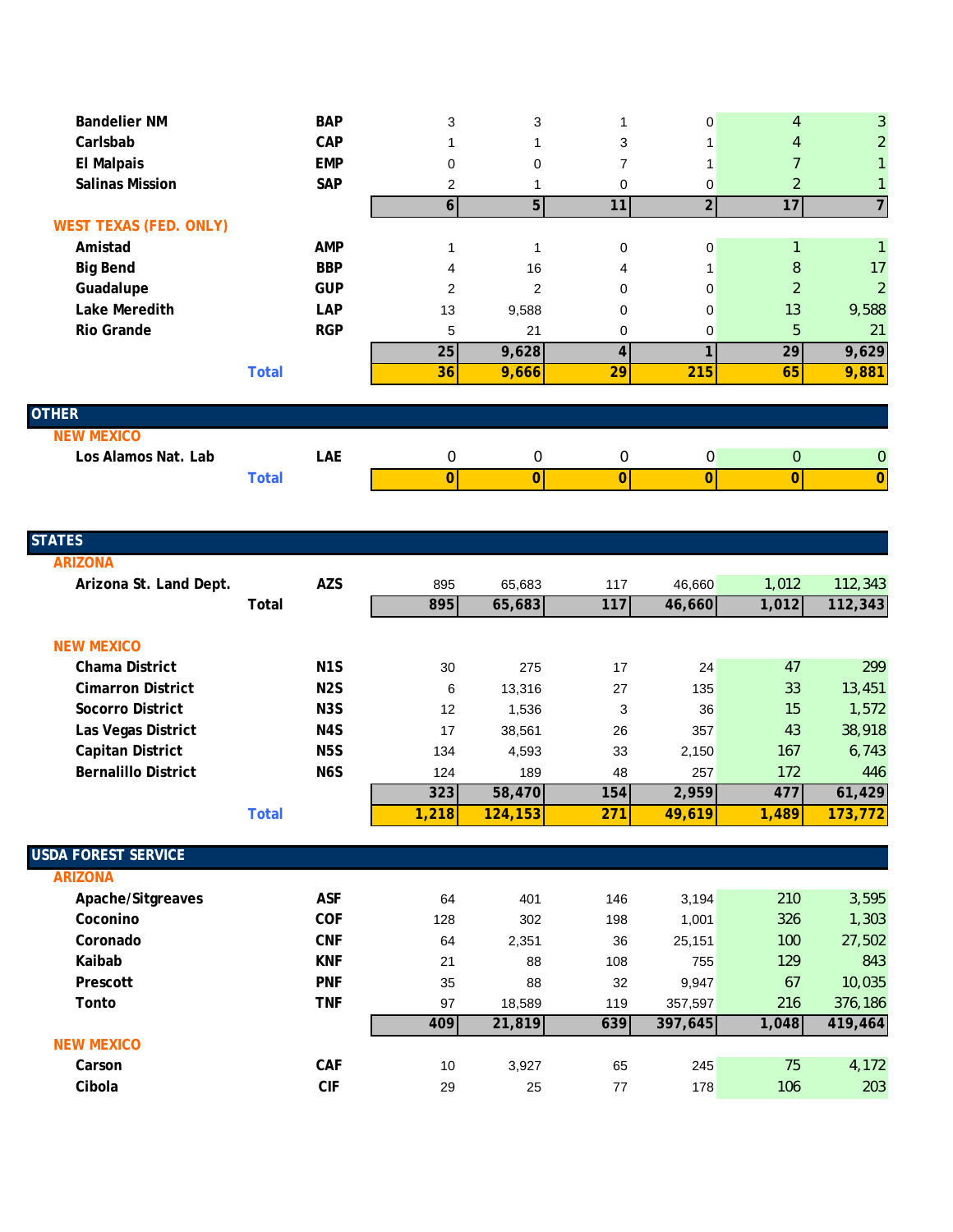| | | | | | | | |
|---|---|---|---|---|---|---|---|
| Bandelier NM | BAP | 3 | 3 | 1 | 0 | 4 | 3 |
| Carlsbab | CAP | 1 | 1 | 3 | 1 | 4 | 2 |
| El Malpais | EMP | 0 | 0 | 7 | 1 | 7 | 1 |
| Salinas Mission | SAP | 2 | 1 | 0 | 0 | 2 | 1 |
| | | **6** | **5** | **11** | **2** | **17** | **7** |
| **WEST TEXAS (FED. ONLY)** | | | | | | | |
| Amistad | AMP | 1 | 1 | 0 | 0 | 1 | 1 |
| Big Bend | BBP | 4 | 16 | 4 | 1 | 8 | 17 |
| Guadalupe | GUP | 2 | 2 | 0 | 0 | 2 | 2 |
| Lake Meredith | LAP | 13 | 9,588 | 0 | 0 | 13 | 9,588 |
| Rio Grande | RGP | 5 | 21 | 0 | 0 | 5 | 21 |
| | | **25** | **9,628** | **4** | **1** | **29** | **9,629** |
| **Total** | | **36** | **9,666** | **29** | **215** | **65** | **9,881** |

## OTHER

| | | | | | | | |
|---|---|---|---|---|---|---|---|
| **NEW MEXICO** | | | | | | | |
| Los Alamos Nat. Lab | LAE | 0 | 0 | 0 | 0 | 0 | 0 |
| **Total** | | **0** | **0** | **0** | **0** | **0** | **0** |

## STATES

| | | | | | | | |
|---|---|---|---|---|---|---|---|
| **ARIZONA** | | | | | | | |
| Arizona St. Land Dept. | AZS | 895 | 65,683 | 117 | 46,660 | 1,012 | 112,343 |
| **Total** | | **895** | **65,683** | **117** | **46,660** | **1,012** | **112,343** |
| **NEW MEXICO** | | | | | | | |
| Chama District | N1S | 30 | 275 | 17 | 24 | 47 | 299 |
| Cimarron District | N2S | 6 | 13,316 | 27 | 135 | 33 | 13,451 |
| Socorro District | N3S | 12 | 1,536 | 3 | 36 | 15 | 1,572 |
| Las Vegas District | N4S | 17 | 38,561 | 26 | 357 | 43 | 38,918 |
| Capitan District | N5S | 134 | 4,593 | 33 | 2,150 | 167 | 6,743 |
| Bernalillo District | N6S | 124 | 189 | 48 | 257 | 172 | 446 |
| | | **323** | **58,470** | **154** | **2,959** | **477** | **61,429** |
| **Total** | | **1,218** | **124,153** | **271** | **49,619** | **1,489** | **173,772** |

## USDA FOREST SERVICE

| | | | | | | | |
|---|---|---|---|---|---|---|---|
| **ARIZONA** | | | | | | | |
| Apache/Sitgreaves | ASF | 64 | 401 | 146 | 3,194 | 210 | 3,595 |
| Coconino | COF | 128 | 302 | 198 | 1,001 | 326 | 1,303 |
| Coronado | CNF | 64 | 2,351 | 36 | 25,151 | 100 | 27,502 |
| Kaibab | KNF | 21 | 88 | 108 | 755 | 129 | 843 |
| Prescott | PNF | 35 | 88 | 32 | 9,947 | 67 | 10,035 |
| Tonto | TNF | 97 | 18,589 | 119 | 357,597 | 216 | 376,186 |
| | | **409** | **21,819** | **639** | **397,645** | **1,048** | **419,464** |
| **NEW MEXICO** | | | | | | | |
| Carson | CAF | 10 | 3,927 | 65 | 245 | 75 | 4,172 |
| Cibola | CIF | 29 | 25 | 77 | 178 | 106 | 203 |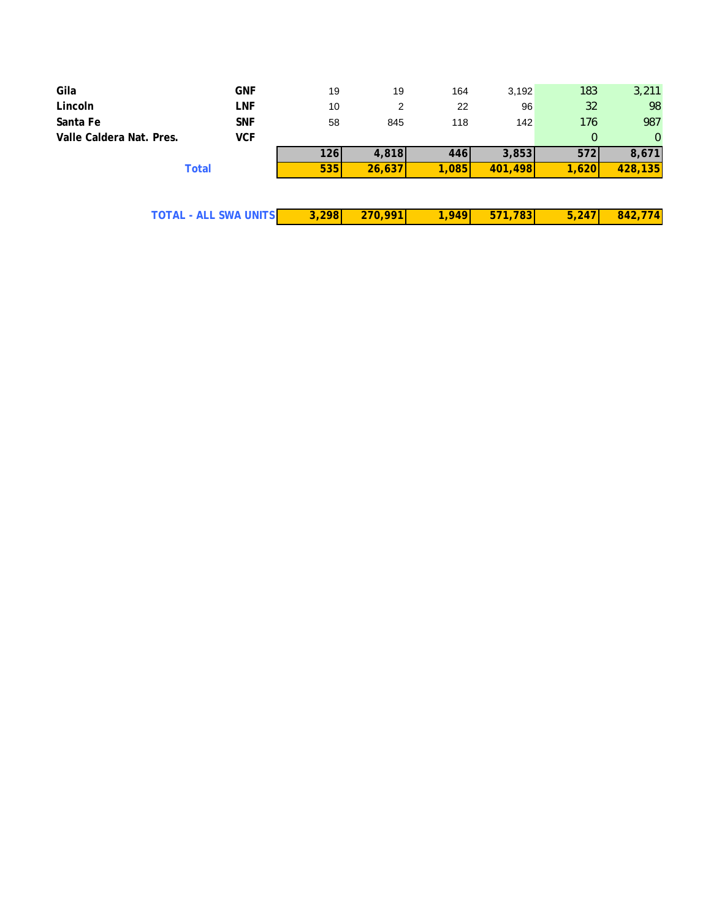| | | | | | | | |
|---|---|---|---|---|---|---|---|
| **Gila** | **GNF** | 19 | 19 | 164 | 3,192 | 183 | 3,211 |
| **Lincoln** | **LNF** | 10 | 2 | 22 | 96 | 32 | 98 |
| **Santa Fe** | **SNF** | 58 | 845 | 118 | 142 | 176 | 987 |
| **Valle Caldera Nat. Pres.** | **VCF** | | | | | 0 | 0 |
| | | **126** | **4,818** | **446** | **3,853** | **572** | **8,671** |
| **Total** | | **535** | **26,637** | **1,085** | **401,498** | **1,620** | **428,135** |
| | | | | | | | |
| **TOTAL - ALL SWA UNITS** | | **3,298** | **270,991** | **1,949** | **571,783** | **5,247** | **842,774** |